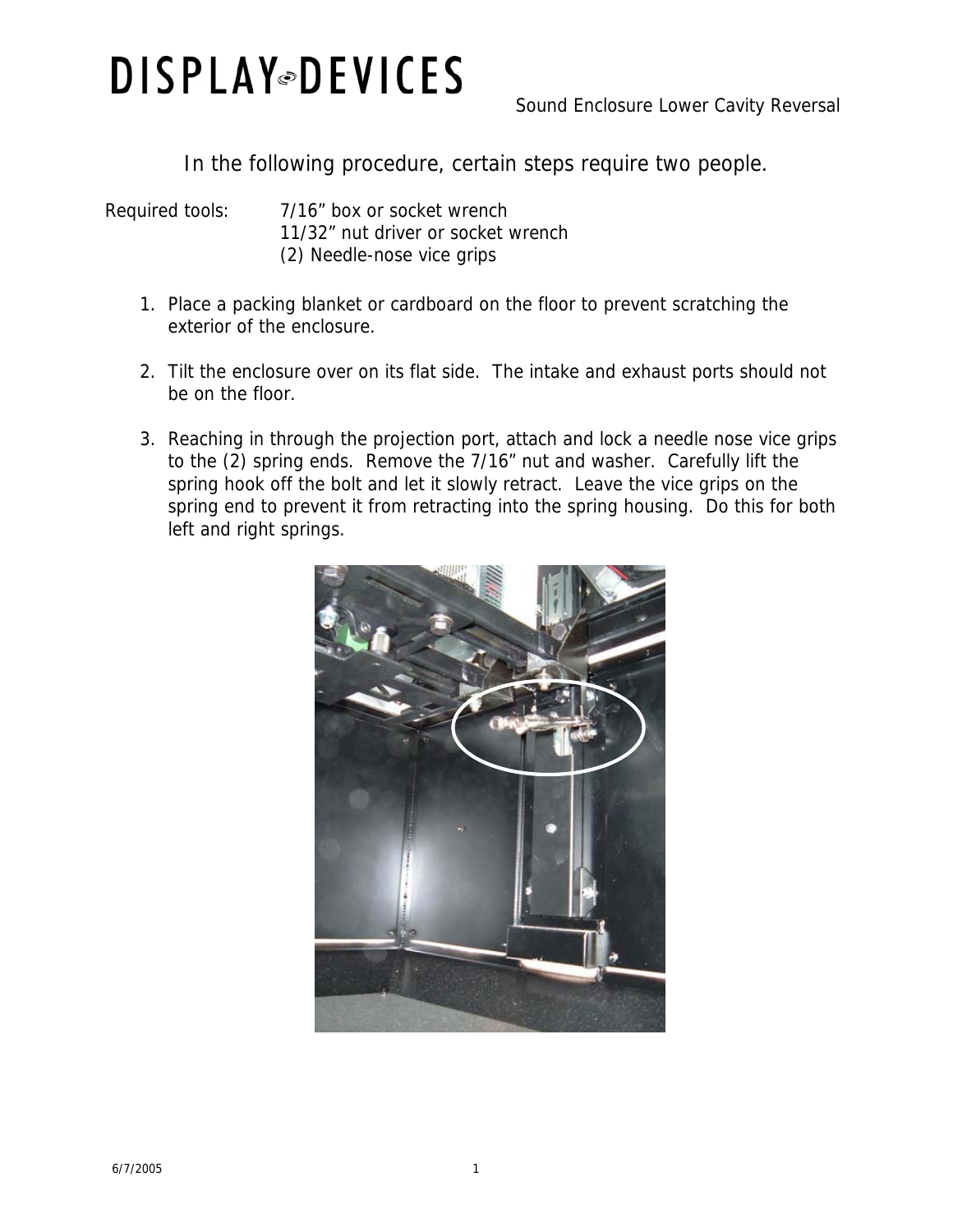# DISPLAY DEVICES

Sound Enclosure Lower Cavity Reversal

In the following procedure, certain steps require two people.

Required tools: 7/16” box or socket wrench
11/32” nut driver or socket wrench
(2) Needle-nose vice grips

1. Place a packing blanket or cardboard on the floor to prevent scratching the exterior of the enclosure.

2. Tilt the enclosure over on its flat side. The intake and exhaust ports should not be on the floor.

3. Reaching in through the projection port, attach and lock a needle nose vice grips to the (2) spring ends. Remove the 7/16” nut and washer. Carefully lift the spring hook off the bolt and let it slowly retract. Leave the vice grips on the spring end to prevent it from retracting into the spring housing. Do this for both left and right springs.

6/7/2005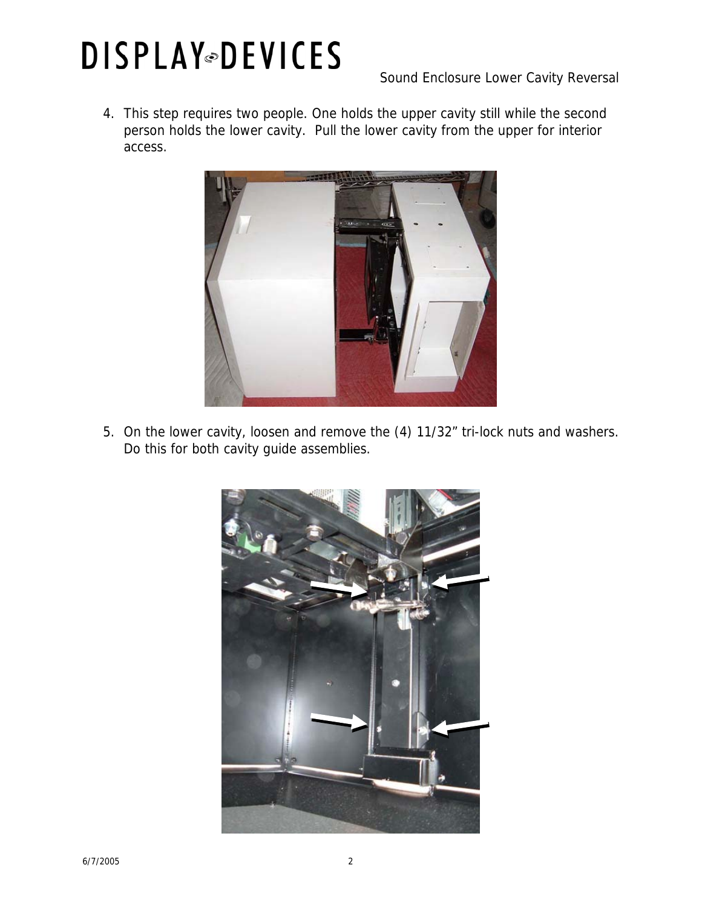4. This step requires two people. One holds the upper cavity still while the second person holds the lower cavity. Pull the lower cavity from the upper for interior access.

5. On the lower cavity, loosen and remove the (4) 11/32" tri-lock nuts and washers. Do this for both cavity guide assemblies.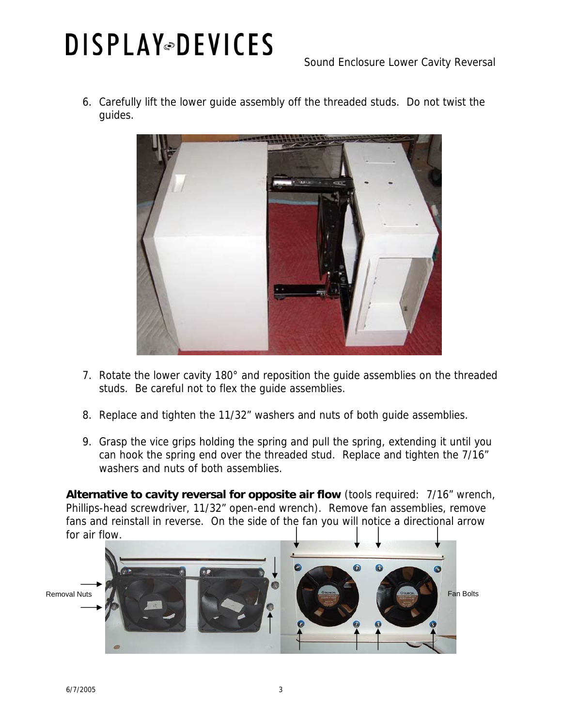6. Carefully lift the lower guide assembly off the threaded studs. Do not twist the guides.

7. Rotate the lower cavity 180° and reposition the guide assemblies on the threaded studs. Be careful not to flex the guide assemblies.

8. Replace and tighten the 11/32" washers and nuts of both guide assemblies.

9. Grasp the vice grips holding the spring and pull the spring, extending it until you can hook the spring end over the threaded stud. Replace and tighten the 7/16" washers and nuts of both assemblies.

**Alternative to cavity reversal for opposite air flow** (tools required: 7/16" wrench, Phillips-head screwdriver, 11/32" open-end wrench). Remove fan assemblies, remove fans and reinstall in reverse. On the side of the fan you will notice a directional arrow for air flow.

Removal Nuts

Fan Bolts